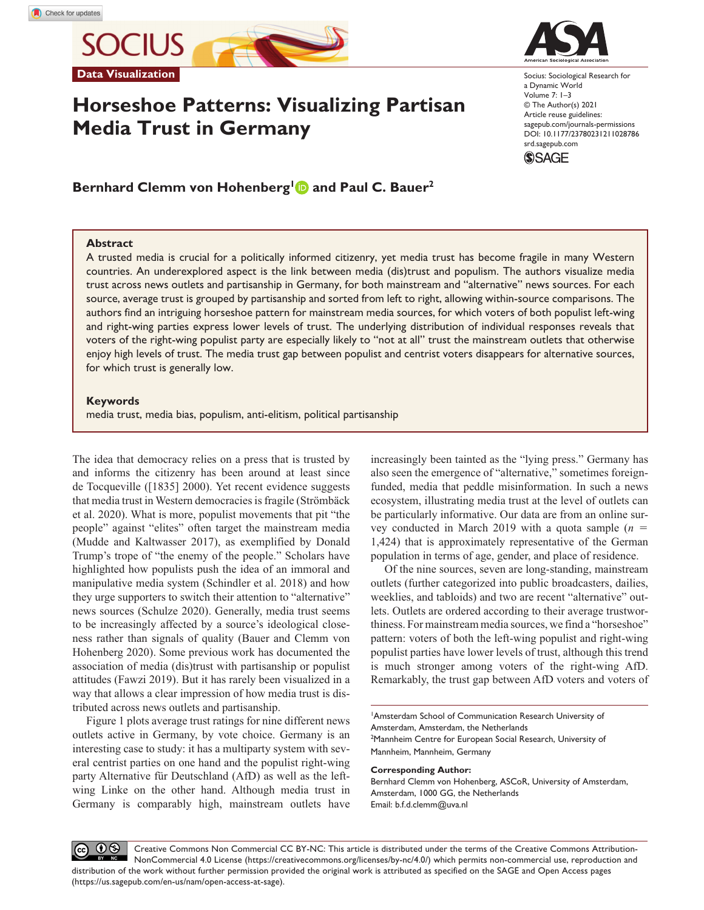Data Visualization

# Horseshoe Patterns: Visualizing Partisan Media Trust in Germany

**Bernhard Clemm von Hohenberg[1] and Paul C. Bauer[2]**

Socius: Sociological Research for a Dynamic World
Volume 7: 1–3
© The Author(s) 2021
Article reuse guidelines: sagepub.com/journals-permissions
DOI: 10.1177/23780231211028786
srd.sagepub.com

## Abstract

A trusted media is crucial for a politically informed citizenry, yet media trust has become fragile in many Western countries. An underexplored aspect is the link between media (dis)trust and populism. The authors visualize media trust across news outlets and partisanship in Germany, for both mainstream and "alternative" news sources. For each source, average trust is grouped by partisanship and sorted from left to right, allowing within-source comparisons. The authors find an intriguing horseshoe pattern for mainstream media sources, for which voters of both populist left-wing and right-wing parties express lower levels of trust. The underlying distribution of individual responses reveals that voters of the right-wing populist party are especially likely to "not at all" trust the mainstream outlets that otherwise enjoy high levels of trust. The media trust gap between populist and centrist voters disappears for alternative sources, for which trust is generally low.

### Keywords

media trust, media bias, populism, anti-elitism, political partisanship

The idea that democracy relies on a press that is trusted by and informs the citizenry has been around at least since de Tocqueville ([1835] 2000). Yet recent evidence suggests that media trust in Western democracies is fragile (Strömbäck et al. 2020). What is more, populist movements that pit "the people" against "elites" often target the mainstream media (Mudde and Kaltwasser 2017), as exemplified by Donald Trump's trope of "the enemy of the people." Scholars have highlighted how populists push the idea of an immoral and manipulative media system (Schindler et al. 2018) and how they urge supporters to switch their attention to "alternative" news sources (Schulze 2020). Generally, media trust seems to be increasingly affected by a source's ideological closeness rather than signals of quality (Bauer and Clemm von Hohenberg 2020). Some previous work has documented the association of media (dis)trust with partisanship or populist attitudes (Fawzi 2019). But it has rarely been visualized in a way that allows a clear impression of how media trust is distributed across news outlets and partisanship.

Figure 1 plots average trust ratings for nine different news outlets active in Germany, by vote choice. Germany is an interesting case to study: it has a multiparty system with several centrist parties on one hand and the populist right-wing party Alternative für Deutschland (AfD) as well as the left-wing Linke on the other hand. Although media trust in Germany is comparably high, mainstream outlets have increasingly been tainted as the "lying press." Germany has also seen the emergence of "alternative," sometimes foreign-funded, media that peddle misinformation. In such a news ecosystem, illustrating media trust at the level of outlets can be particularly informative. Our data are from an online survey conducted in March 2019 with a quota sample ($n$ = 1,424) that is approximately representative of the German population in terms of age, gender, and place of residence.

Of the nine sources, seven are long-standing, mainstream outlets (further categorized into public broadcasters, dailies, weeklies, and tabloids) and two are recent "alternative" outlets. Outlets are ordered according to their average trustworthiness. For mainstream media sources, we find a "horseshoe" pattern: voters of both the left-wing populist and right-wing populist parties have lower levels of trust, although this trend is much stronger among voters of the right-wing AfD. Remarkably, the trust gap between AfD voters and voters of

[1]Amsterdam School of Communication Research University of Amsterdam, Amsterdam, the Netherlands
[2]Mannheim Centre for European Social Research, University of Mannheim, Mannheim, Germany

**Corresponding Author:**
Bernhard Clemm von Hohenberg, ASCoR, University of Amsterdam, Amsterdam, 1000 GG, the Netherlands
Email: b.f.d.clemm@uva.nl

Creative Commons Non Commercial CC BY-NC: This article is distributed under the terms of the Creative Commons Attribution-NonCommercial 4.0 License (https://creativecommons.org/licenses/by-nc/4.0/) which permits non-commercial use, reproduction and distribution of the work without further permission provided the original work is attributed as specified on the SAGE and Open Access pages (https://us.sagepub.com/en-us/nam/open-access-at-sage).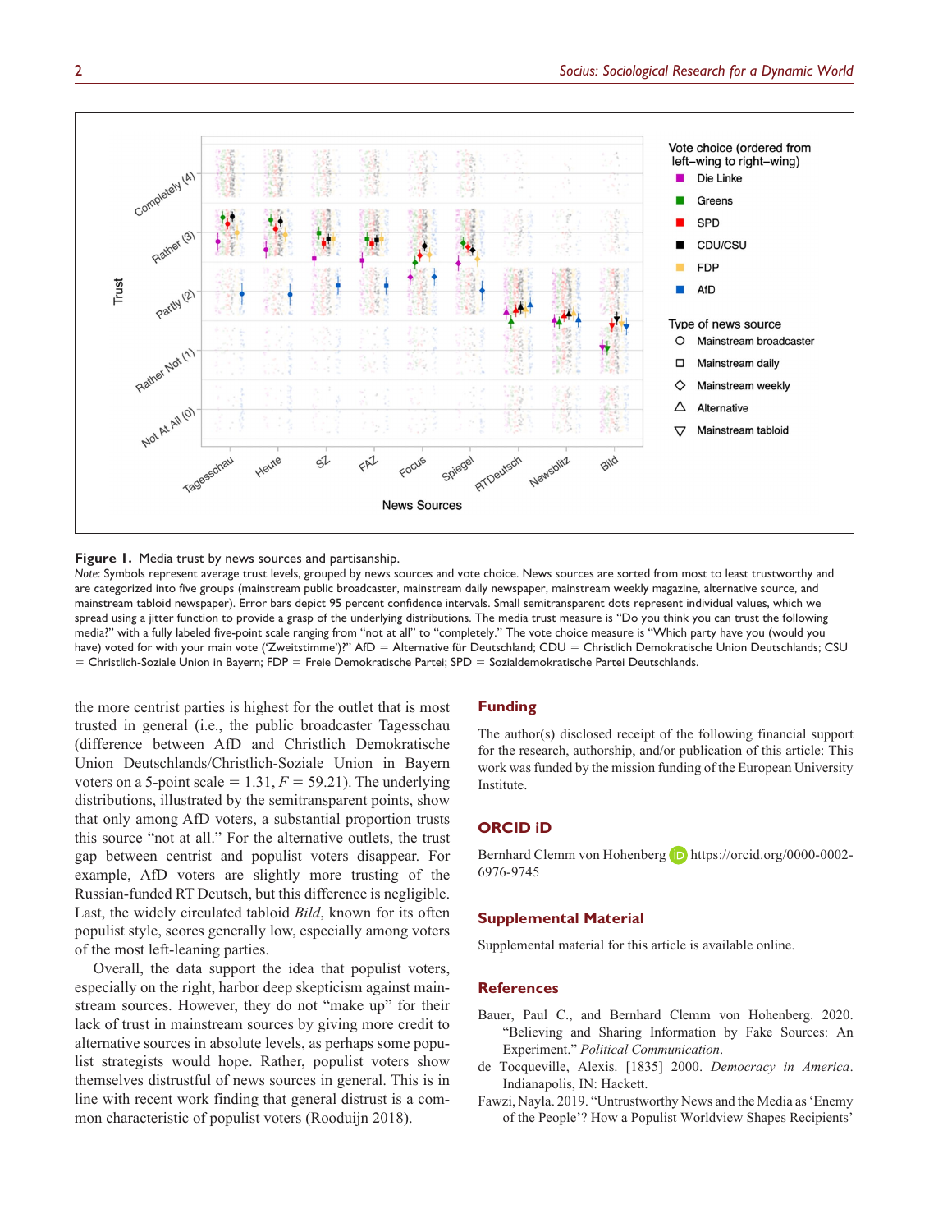**Figure 1.** Media trust by news sources and partisanship.

*Note:* Symbols represent average trust levels, grouped by news sources and vote choice. News sources are sorted from most to least trustworthy and are categorized into five groups (mainstream public broadcaster, mainstream daily newspaper, mainstream weekly magazine, alternative source, and mainstream tabloid newspaper). Error bars depict 95 percent confidence intervals. Small semitransparent dots represent individual values, which we spread using a jitter function to provide a grasp of the underlying distributions. The media trust measure is "Do you think you can trust the following media?" with a fully labeled five-point scale ranging from "not at all" to "completely." The vote choice measure is "Which party have you (would you have) voted for with your main vote ('Zweitstimme')?" AfD = Alternative für Deutschland; CDU = Christlich Demokratische Union Deutschlands; CSU = Christlich-Soziale Union in Bayern; FDP = Freie Demokratische Partei; SPD = Sozialdemokratische Partei Deutschlands.

the more centrist parties is highest for the outlet that is most trusted in general (i.e., the public broadcaster Tagesschau (difference between AfD and Christlich Demokratische Union Deutschlands/Christlich-Soziale Union in Bayern voters on a 5-point scale = 1.31, $F$ = 59.21). The underlying distributions, illustrated by the semitransparent points, show that only among AfD voters, a substantial proportion trusts this source "not at all." For the alternative outlets, the trust gap between centrist and populist voters disappear. For example, AfD voters are slightly more trusting of the Russian-funded RT Deutsch, but this difference is negligible. Last, the widely circulated tabloid *Bild*, known for its often populist style, scores generally low, especially among voters of the most left-leaning parties.

Overall, the data support the idea that populist voters, especially on the right, harbor deep skepticism against mainstream sources. However, they do not "make up" for their lack of trust in mainstream sources by giving more credit to alternative sources in absolute levels, as perhaps some populist strategists would hope. Rather, populist voters show themselves distrustful of news sources in general. This is in line with recent work finding that general distrust is a common characteristic of populist voters (Rooduijn 2018).

## Funding

The author(s) disclosed receipt of the following financial support for the research, authorship, and/or publication of this article: This work was funded by the mission funding of the European University Institute.

## ORCID iD

Bernhard Clemm von Hohenberg https://orcid.org/0000-0002-6976-9745

## Supplemental Material

Supplemental material for this article is available online.

## References

Bauer, Paul C., and Bernhard Clemm von Hohenberg. 2020. "Believing and Sharing Information by Fake Sources: An Experiment." *Political Communication*.

de Tocqueville, Alexis. [1835] 2000. *Democracy in America*. Indianapolis, IN: Hackett.

Fawzi, Nayla. 2019. "Untrustworthy News and the Media as 'Enemy of the People'? How a Populist Worldview Shapes Recipients'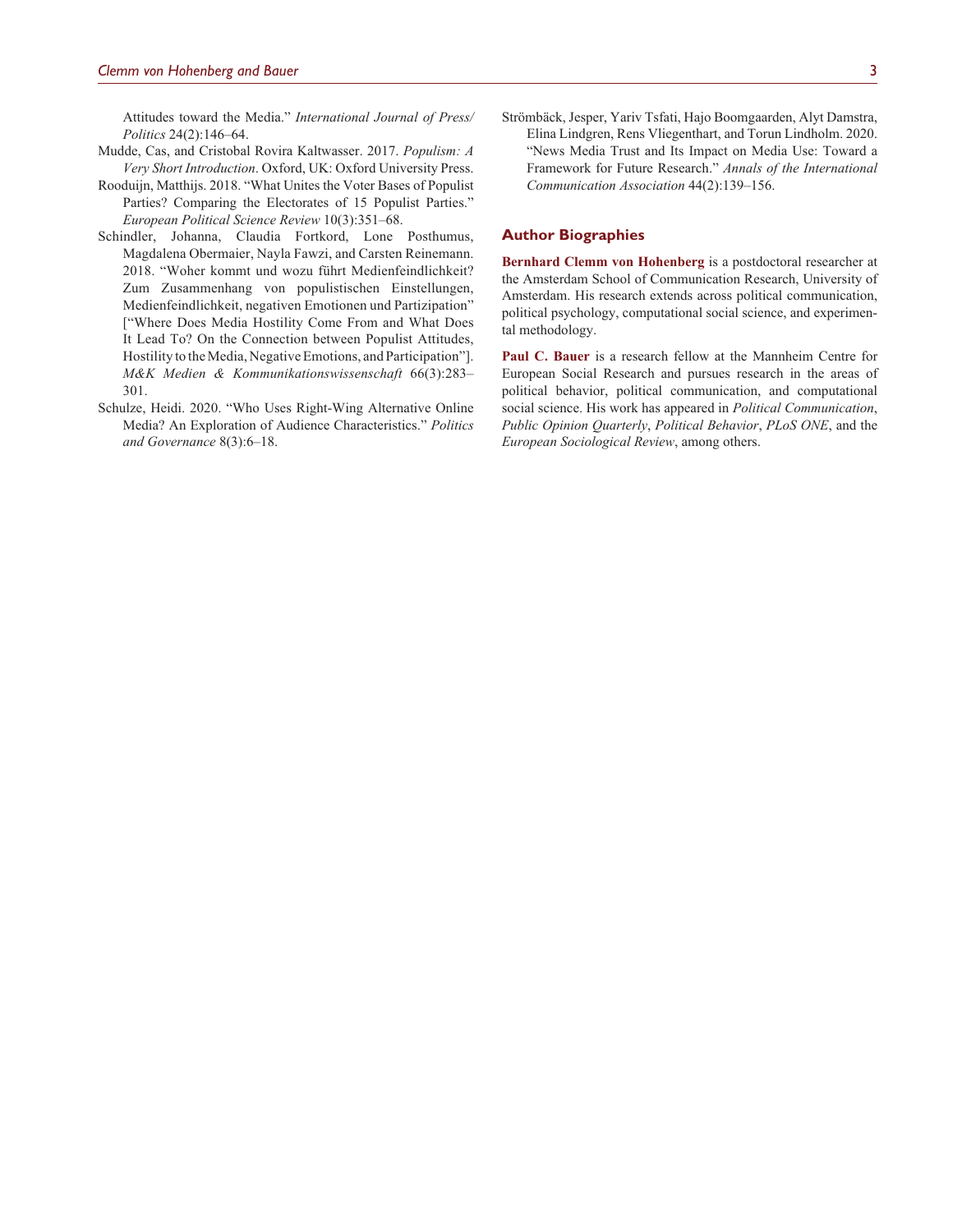Attitudes toward the Media." *International Journal of Press/Politics* 24(2):146–64.

Mudde, Cas, and Cristobal Rovira Kaltwasser. 2017. *Populism: A Very Short Introduction*. Oxford, UK: Oxford University Press.

Rooduijn, Matthijs. 2018. "What Unites the Voter Bases of Populist Parties? Comparing the Electorates of 15 Populist Parties." *European Political Science Review* 10(3):351–68.

Schindler, Johanna, Claudia Fortkord, Lone Posthumus, Magdalena Obermaier, Nayla Fawzi, and Carsten Reinemann. 2018. "Woher kommt und wozu führt Medienfeindlichkeit? Zum Zusammenhang von populistischen Einstellungen, Medienfeindlichkeit, negativen Emotionen und Partizipation" ["Where Does Media Hostility Come From and What Does It Lead To? On the Connection between Populist Attitudes, Hostility to the Media, Negative Emotions, and Participation"]. *M&K Medien & Kommunikationswissenschaft* 66(3):283–301.

Schulze, Heidi. 2020. "Who Uses Right-Wing Alternative Online Media? An Exploration of Audience Characteristics." *Politics and Governance* 8(3):6–18.

Strömbäck, Jesper, Yariv Tsfati, Hajo Boomgaarden, Alyt Damstra, Elina Lindgren, Rens Vliegenthart, and Torun Lindholm. 2020. "News Media Trust and Its Impact on Media Use: Toward a Framework for Future Research." *Annals of the International Communication Association* 44(2):139–156.

## Author Biographies

**Bernhard Clemm von Hohenberg** is a postdoctoral researcher at the Amsterdam School of Communication Research, University of Amsterdam. His research extends across political communication, political psychology, computational social science, and experimental methodology.

**Paul C. Bauer** is a research fellow at the Mannheim Centre for European Social Research and pursues research in the areas of political behavior, political communication, and computational social science. His work has appeared in *Political Communication*, *Public Opinion Quarterly*, *Political Behavior*, *PLoS ONE*, and the *European Sociological Review*, among others.